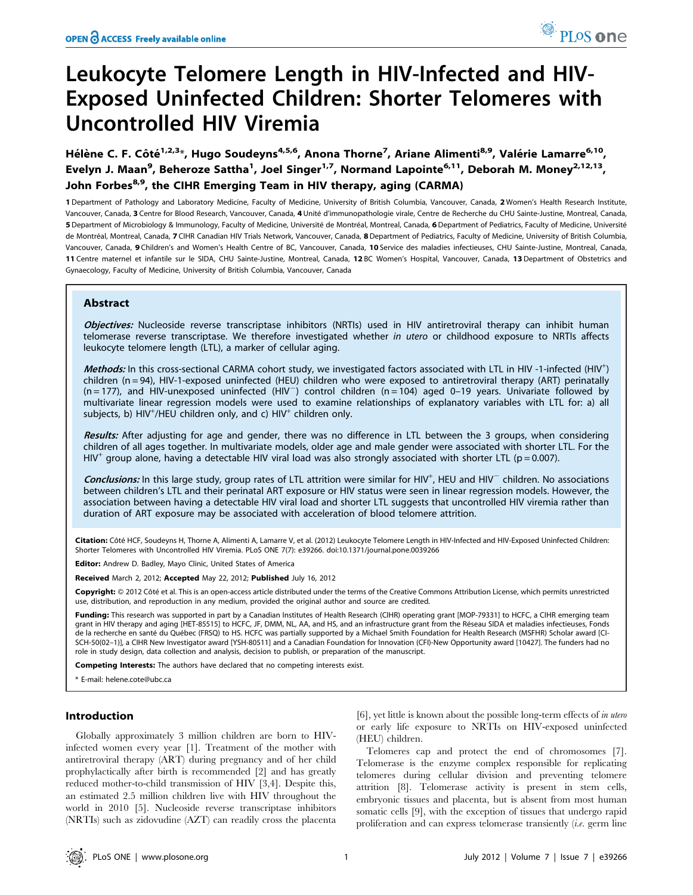# Leukocyte Telomere Length in HIV-Infected and HIV-Exposed Uninfected Children: Shorter Telomeres with Uncontrolled HIV Viremia

**Hélène C. F. Côté[1,2,3]\*, Hugo Soudeyns[4,5,6], Anona Thorne[7], Ariane Alimenti[8,9], Valérie Lamarre[6,10], Evelyn J. Maan[9], Beheroze Sattha[1], Joel Singer[1,7], Normand Lapointe[6,11], Deborah M. Money[2,12,13], John Forbes[8,9], the CIHR Emerging Team in HIV therapy, aging (CARMA)**

1 Department of Pathology and Laboratory Medicine, Faculty of Medicine, University of British Columbia, Vancouver, Canada, 2 Women's Health Research Institute, Vancouver, Canada, 3 Centre for Blood Research, Vancouver, Canada, 4 Unité d'immunopathologie virale, Centre de Recherche du CHU Sainte-Justine, Montreal, Canada, 5 Department of Microbiology & Immunology, Faculty of Medicine, Université de Montréal, Montreal, Canada, 6 Department of Pediatrics, Faculty of Medicine, Université de Montréal, Montreal, Canada, 7 CIHR Canadian HIV Trials Network, Vancouver, Canada, 8 Department of Pediatrics, Faculty of Medicine, University of British Columbia, Vancouver, Canada, 9 Children's and Women's Health Centre of BC, Vancouver, Canada, 10 Service des maladies infectieuses, CHU Sainte-Justine, Montreal, Canada, 11 Centre maternel et infantile sur le SIDA, CHU Sainte-Justine, Montreal, Canada, 12 BC Women's Hospital, Vancouver, Canada, 13 Department of Obstetrics and Gynaecology, Faculty of Medicine, University of British Columbia, Vancouver, Canada

## Abstract

***Objectives:*** Nucleoside reverse transcriptase inhibitors (NRTIs) used in HIV antiretroviral therapy can inhibit human telomerase reverse transcriptase. We therefore investigated whether *in utero* or childhood exposure to NRTIs affects leukocyte telomere length (LTL), a marker of cellular aging.

***Methods:*** In this cross-sectional CARMA cohort study, we investigated factors associated with LTL in HIV -1-infected (HIV$^+$) children (n = 94), HIV-1-exposed uninfected (HEU) children who were exposed to antiretroviral therapy (ART) perinatally (n = 177), and HIV-unexposed uninfected (HIV$^-$) control children (n = 104) aged 0–19 years. Univariate followed by multivariate linear regression models were used to examine relationships of explanatory variables with LTL for: a) all subjects, b) HIV$^+$/HEU children only, and c) HIV$^+$ children only.

***Results:*** After adjusting for age and gender, there was no difference in LTL between the 3 groups, when considering children of all ages together. In multivariate models, older age and male gender were associated with shorter LTL. For the HIV$^+$ group alone, having a detectable HIV viral load was also strongly associated with shorter LTL (p = 0.007).

***Conclusions:*** In this large study, group rates of LTL attrition were similar for HIV$^+$, HEU and HIV$^-$ children. No associations between children's LTL and their perinatal ART exposure or HIV status were seen in linear regression models. However, the association between having a detectable HIV viral load and shorter LTL suggests that uncontrolled HIV viremia rather than duration of ART exposure may be associated with acceleration of blood telomere attrition.

**Citation:** Côté HCF, Soudeyns H, Thorne A, Alimenti A, Lamarre V, et al. (2012) Leukocyte Telomere Length in HIV-Infected and HIV-Exposed Uninfected Children: Shorter Telomeres with Uncontrolled HIV Viremia. PLoS ONE 7(7): e39266. doi:10.1371/journal.pone.0039266

**Editor:** Andrew D. Badley, Mayo Clinic, United States of America

**Received** March 2, 2012; **Accepted** May 22, 2012; **Published** July 16, 2012

**Copyright:** © 2012 Côté et al. This is an open-access article distributed under the terms of the Creative Commons Attribution License, which permits unrestricted use, distribution, and reproduction in any medium, provided the original author and source are credited.

**Funding:** This research was supported in part by a Canadian Institutes of Health Research (CIHR) operating grant [MOP-79331] to HCFC, a CIHR emerging team grant in HIV therapy and aging [HET-85515] to HCFC, JF, DMM, NL, AA, and HS, and an infrastructure grant from the Réseau SIDA et maladies infectieuses, Fonds de la recherche en santé du Québec (FRSQ) to HS. HCFC was partially supported by a Michael Smith Foundation for Health Research (MSFHR) Scholar award [CI-SCH-50(02–1)], a CIHR New Investigator award [YSH-80511] and a Canadian Foundation for Innovation (CFI)-New Opportunity award [10427]. The funders had no role in study design, data collection and analysis, decision to publish, or preparation of the manuscript.

**Competing Interests:** The authors have declared that no competing interests exist.

\* E-mail: helene.cote@ubc.ca

## Introduction

Globally approximately 3 million children are born to HIV-infected women every year [1]. Treatment of the mother with antiretroviral therapy (ART) during pregnancy and of her child prophylactically after birth is recommended [2] and has greatly reduced mother-to-child transmission of HIV [3,4]. Despite this, an estimated 2.5 million children live with HIV throughout the world in 2010 [5]. Nucleoside reverse transcriptase inhibitors (NRTIs) such as zidovudine (AZT) can readily cross the placenta [6], yet little is known about the possible long-term effects of *in utero* or early life exposure to NRTIs on HIV-exposed uninfected (HEU) children.

Telomeres cap and protect the end of chromosomes [7]. Telomerase is the enzyme complex responsible for replicating telomeres during cellular division and preventing telomere attrition [8]. Telomerase activity is present in stem cells, embryonic tissues and placenta, but is absent from most human somatic cells [9], with the exception of tissues that undergo rapid proliferation and can express telomerase transiently (*i.e.* germ line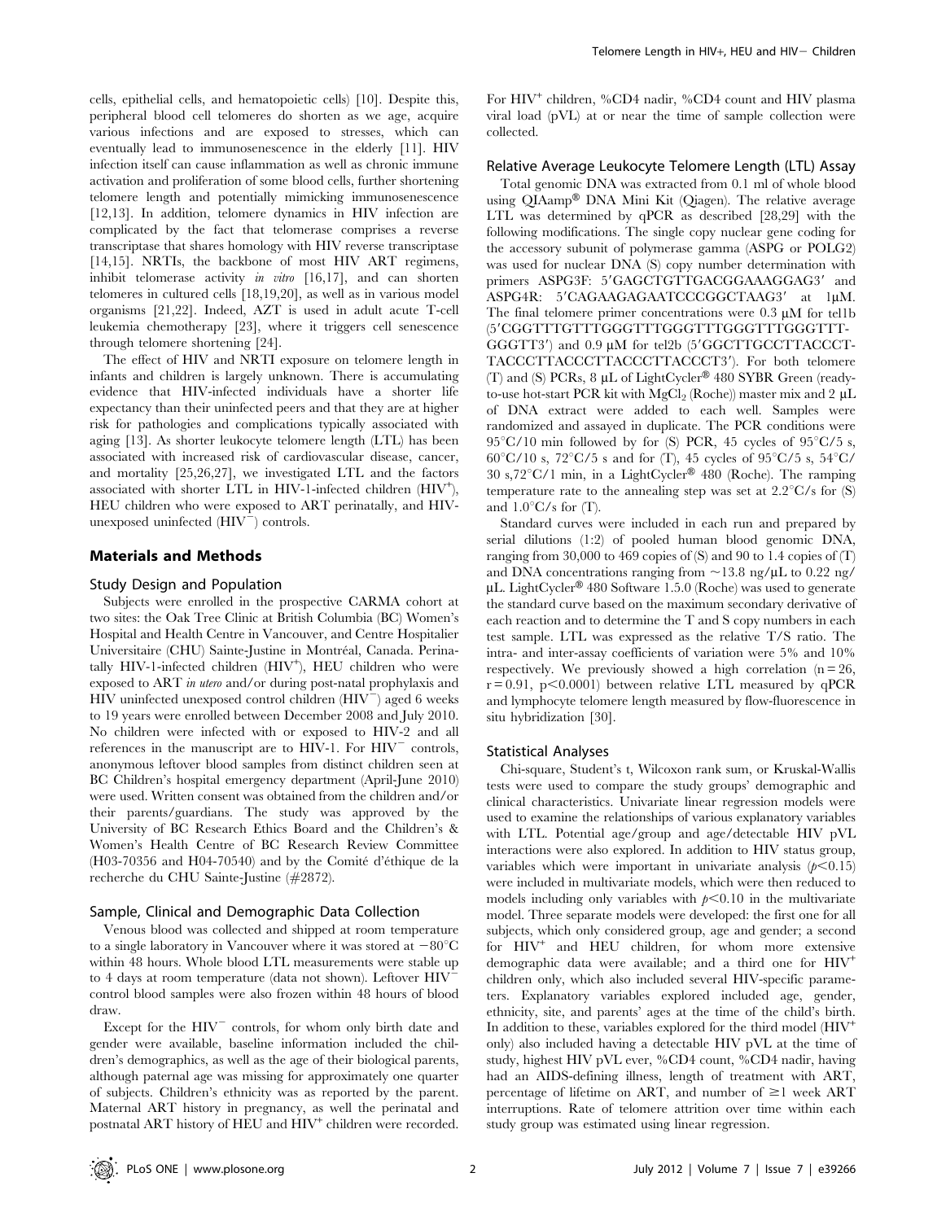cells, epithelial cells, and hematopoietic cells) [10]. Despite this, peripheral blood cell telomeres do shorten as we age, acquire various infections and are exposed to stresses, which can eventually lead to immunosenescence in the elderly [11]. HIV infection itself can cause inflammation as well as chronic immune activation and proliferation of some blood cells, further shortening telomere length and potentially mimicking immunosenescence [12,13]. In addition, telomere dynamics in HIV infection are complicated by the fact that telomerase comprises a reverse transcriptase that shares homology with HIV reverse transcriptase [14,15]. NRTIs, the backbone of most HIV ART regimens, inhibit telomerase activity *in vitro* [16,17], and can shorten telomeres in cultured cells [18,19,20], as well as in various model organisms [21,22]. Indeed, AZT is used in adult acute T-cell leukemia chemotherapy [23], where it triggers cell senescence through telomere shortening [24].

The effect of HIV and NRTI exposure on telomere length in infants and children is largely unknown. There is accumulating evidence that HIV-infected individuals have a shorter life expectancy than their uninfected peers and that they are at higher risk for pathologies and complications typically associated with aging [13]. As shorter leukocyte telomere length (LTL) has been associated with increased risk of cardiovascular disease, cancer, and mortality [25,26,27], we investigated LTL and the factors associated with shorter LTL in HIV-1-infected children ($HIV^+$), HEU children who were exposed to ART perinatally, and HIV-unexposed uninfected ($HIV^-$) controls.

## Materials and Methods

### Study Design and Population

Subjects were enrolled in the prospective CARMA cohort at two sites: the Oak Tree Clinic at British Columbia (BC) Women's Hospital and Health Centre in Vancouver, and Centre Hospitalier Universitaire (CHU) Sainte-Justine in Montréal, Canada. Perinatally HIV-1-infected children ($HIV^+$), HEU children who were exposed to ART *in utero* and/or during post-natal prophylaxis and HIV uninfected unexposed control children ($HIV^-$) aged 6 weeks to 19 years were enrolled between December 2008 and July 2010. No children were infected with or exposed to HIV-2 and all references in the manuscript are to HIV-1. For $HIV^-$ controls, anonymous leftover blood samples from distinct children seen at BC Children's hospital emergency department (April-June 2010) were used. Written consent was obtained from the children and/or their parents/guardians. The study was approved by the University of BC Research Ethics Board and the Children's & Women's Health Centre of BC Research Review Committee (H03-70356 and H04-70540) and by the Comité d'éthique de la recherche du CHU Sainte-Justine (#2872).

### Sample, Clinical and Demographic Data Collection

Venous blood was collected and shipped at room temperature to a single laboratory in Vancouver where it was stored at $-80^{\circ}C$ within 48 hours. Whole blood LTL measurements were stable up to 4 days at room temperature (data not shown). Leftover $HIV^-$ control blood samples were also frozen within 48 hours of blood draw.

Except for the $HIV^-$ controls, for whom only birth date and gender were available, baseline information included the children's demographics, as well as the age of their biological parents, although paternal age was missing for approximately one quarter of subjects. Children's ethnicity was as reported by the parent. Maternal ART history in pregnancy, as well the perinatal and postnatal ART history of HEU and $HIV^+$ children were recorded. For $HIV^+$ children, %CD4 nadir, %CD4 count and HIV plasma viral load (pVL) at or near the time of sample collection were collected.

### Relative Average Leukocyte Telomere Length (LTL) Assay

Total genomic DNA was extracted from 0.1 ml of whole blood using QIAamp® DNA Mini Kit (Qiagen). The relative average LTL was determined by qPCR as described [28,29] with the following modifications. The single copy nuclear gene coding for the accessory subunit of polymerase gamma (ASPG or POLG2) was used for nuclear DNA (S) copy number determination with primers ASPG3F: 5′GAGCTGTTGACGGAAAGGAG3′ and ASPG4R: 5′CAGAAGAGAATCCCGGCTAAG3′ at 1μM. The final telomere primer concentrations were 0.3 μM for tel1b (5′CGGTTTGTTTGGGTTTGGGTTTGGGTTTGGGTTTGGGTT3′) and 0.9 μM for tel2b (5′GGCTTGCCTTACCCTTACCCTTACCCTTACCCTTACCCT3′). For both telomere (T) and (S) PCRs, 8 μL of LightCycler® 480 SYBR Green (ready-to-use hot-start PCR kit with $MgCl_2$ (Roche)) master mix and 2 μL of DNA extract were added to each well. Samples were randomized and assayed in duplicate. The PCR conditions were 95°C/10 min followed by for (S) PCR, 45 cycles of 95°C/5 s, 60°C/10 s, 72°C/5 s and for (T), 45 cycles of 95°C/5 s, 54°C/30 s,72°C/1 min, in a LightCycler® 480 (Roche). The ramping temperature rate to the annealing step was set at 2.2°C/s for (S) and 1.0°C/s for (T).

Standard curves were included in each run and prepared by serial dilutions (1:2) of pooled human blood genomic DNA, ranging from 30,000 to 469 copies of (S) and 90 to 1.4 copies of (T) and DNA concentrations ranging from ~13.8 ng/μL to 0.22 ng/μL. LightCycler® 480 Software 1.5.0 (Roche) was used to generate the standard curve based on the maximum secondary derivative of each reaction and to determine the T and S copy numbers in each test sample. LTL was expressed as the relative T/S ratio. The intra- and inter-assay coefficients of variation were 5% and 10% respectively. We previously showed a high correlation ($n = 26$, $r = 0.91$, $p < 0.0001$) between relative LTL measured by qPCR and lymphocyte telomere length measured by flow-fluorescence in situ hybridization [30].

### Statistical Analyses

Chi-square, Student's t, Wilcoxon rank sum, or Kruskal-Wallis tests were used to compare the study groups' demographic and clinical characteristics. Univariate linear regression models were used to examine the relationships of various explanatory variables with LTL. Potential age/group and age/detectable HIV pVL interactions were also explored. In addition to HIV status group, variables which were important in univariate analysis ($p < 0.15$) were included in multivariate models, which were then reduced to models including only variables with $p < 0.10$ in the multivariate model. Three separate models were developed: the first one for all subjects, which only considered group, age and gender; a second for $HIV^+$ and HEU children, for whom more extensive demographic data were available; and a third one for $HIV^+$ children only, which also included several HIV-specific parameters. Explanatory variables explored included age, gender, ethnicity, site, and parents' ages at the time of the child's birth. In addition to these, variables explored for the third model ($HIV^+$ only) also included having a detectable HIV pVL at the time of study, highest HIV pVL ever, %CD4 count, %CD4 nadir, having had an AIDS-defining illness, length of treatment with ART, percentage of lifetime on ART, and number of ≥1 week ART interruptions. Rate of telomere attrition over time within each study group was estimated using linear regression.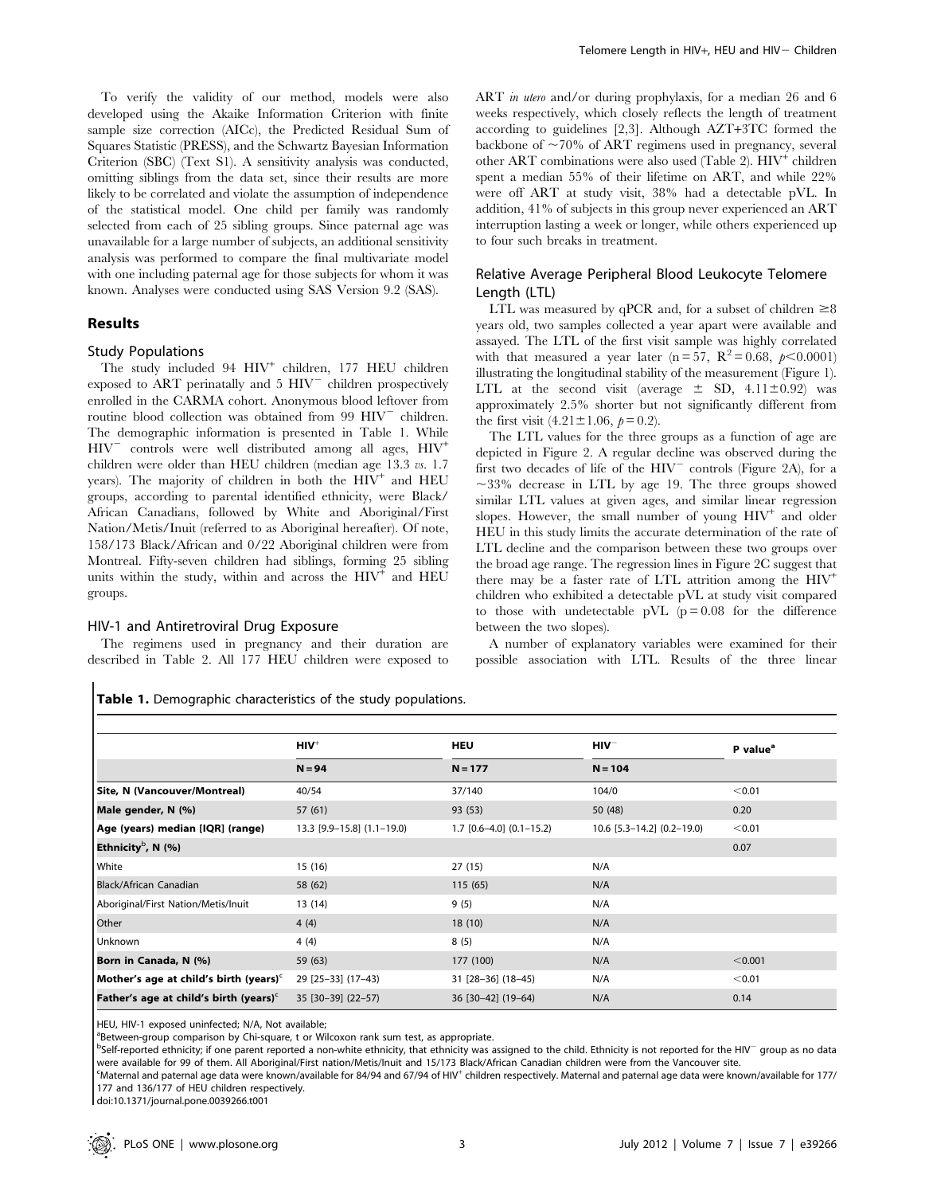To verify the validity of our method, models were also developed using the Akaike Information Criterion with finite sample size correction (AICc), the Predicted Residual Sum of Squares Statistic (PRESS), and the Schwartz Bayesian Information Criterion (SBC) (Text S1). A sensitivity analysis was conducted, omitting siblings from the data set, since their results are more likely to be correlated and violate the assumption of independence of the statistical model. One child per family was randomly selected from each of 25 sibling groups. Since paternal age was unavailable for a large number of subjects, an additional sensitivity analysis was performed to compare the final multivariate model with one including paternal age for those subjects for whom it was known. Analyses were conducted using SAS Version 9.2 (SAS).

## Results

### Study Populations

The study included 94 $HIV^+$ children, 177 HEU children exposed to ART perinatally and 5 $HIV^-$ children prospectively enrolled in the CARMA cohort. Anonymous blood leftover from routine blood collection was obtained from 99 $HIV^-$ children. The demographic information is presented in Table 1. While $HIV^-$ controls were well distributed among all ages, $HIV^+$ children were older than HEU children (median age 13.3 *vs.* 1.7 years). The majority of children in both the $HIV^+$ and HEU groups, according to parental identified ethnicity, were Black/African Canadians, followed by White and Aboriginal/First Nation/Metis/Inuit (referred to as Aboriginal hereafter). Of note, 158/173 Black/African and 0/22 Aboriginal children were from Montreal. Fifty-seven children had siblings, forming 25 sibling units within the study, within and across the $HIV^+$ and HEU groups.

### HIV-1 and Antiretroviral Drug Exposure

The regimens used in pregnancy and their duration are described in Table 2. All 177 HEU children were exposed to ART *in utero* and/or during prophylaxis, for a median 26 and 6 weeks respectively, which closely reflects the length of treatment according to guidelines [2,3]. Although AZT+3TC formed the backbone of ~70% of ART regimens used in pregnancy, several other ART combinations were also used (Table 2). $HIV^+$ children spent a median 55% of their lifetime on ART, and while 22% were off ART at study visit, 38% had a detectable pVL. In addition, 41% of subjects in this group never experienced an ART interruption lasting a week or longer, while others experienced up to four such breaks in treatment.

### Relative Average Peripheral Blood Leukocyte Telomere Length (LTL)

LTL was measured by qPCR and, for a subset of children ≥8 years old, two samples collected a year apart were available and assayed. The LTL of the first visit sample was highly correlated with that measured a year later ($n = 57$, $R^2 = 0.68$, $p < 0.0001$) illustrating the longitudinal stability of the measurement (Figure 1). LTL at the second visit (average ± SD, $4.11 \pm 0.92$) was approximately 2.5% shorter but not significantly different from the first visit ($4.21 \pm 1.06$, $p = 0.2$).

The LTL values for the three groups as a function of age are depicted in Figure 2. A regular decline was observed during the first two decades of life of the $HIV^-$ controls (Figure 2A), for a ~33% decrease in LTL by age 19. The three groups showed similar LTL values at given ages, and similar linear regression slopes. However, the small number of young $HIV^+$ and older HEU in this study limits the accurate determination of the rate of LTL decline and the comparison between these two groups over the broad age range. The regression lines in Figure 2C suggest that there may be a faster rate of LTL attrition among the $HIV^+$ children who exhibited a detectable pVL at study visit compared to those with undetectable pVL ($p = 0.08$ for the difference between the two slopes).

A number of explanatory variables were examined for their possible association with LTL. Results of the three linear

**Table 1.** Demographic characteristics of the study populations.

| | $HIV^+$ | HEU | $HIV^-$ | P value[a] |
|---|---|---|---|---|
| | N = 94 | N = 177 | N = 104 | |
| **Site, N (Vancouver/Montreal)** | 40/54 | 37/140 | 104/0 | <0.01 |
| **Male gender, N (%)** | 57 (61) | 93 (53) | 50 (48) | 0.20 |
| **Age (years) median [IQR] (range)** | 13.3 [9.9–15.8] (1.1–19.0) | 1.7 [0.6–4.0] (0.1–15.2) | 10.6 [5.3–14.2] (0.2–19.0) | <0.01 |
| **Ethnicity[b], N (%)** | | | | 0.07 |
| White | 15 (16) | 27 (15) | N/A | |
| Black/African Canadian | 58 (62) | 115 (65) | N/A | |
| Aboriginal/First Nation/Metis/Inuit | 13 (14) | 9 (5) | N/A | |
| Other | 4 (4) | 18 (10) | N/A | |
| Unknown | 4 (4) | 8 (5) | N/A | |
| **Born in Canada, N (%)** | 59 (63) | 177 (100) | N/A | <0.001 |
| **Mother's age at child's birth (years)[c]** | 29 [25–33] (17–43) | 31 [28–36] (18–45) | N/A | <0.01 |
| **Father's age at child's birth (years)[c]** | 35 [30–39] (22–57) | 36 [30–42] (19–64) | N/A | 0.14 |

HEU, HIV-1 exposed uninfected; N/A, Not available;

[a]Between-group comparison by Chi-square, t or Wilcoxon rank sum test, as appropriate.

[b]Self-reported ethnicity; if one parent reported a non-white ethnicity, that ethnicity was assigned to the child. Ethnicity is not reported for the $HIV^-$ group as no data were available for 99 of them. All Aboriginal/First nation/Metis/Inuit and 15/173 Black/African Canadian children were from the Vancouver site.

[c]Maternal and paternal age data were known/available for 84/94 and 67/94 of $HIV^+$ children respectively. Maternal and paternal age data were known/available for 177/177 and 136/177 of HEU children respectively.

doi:10.1371/journal.pone.0039266.t001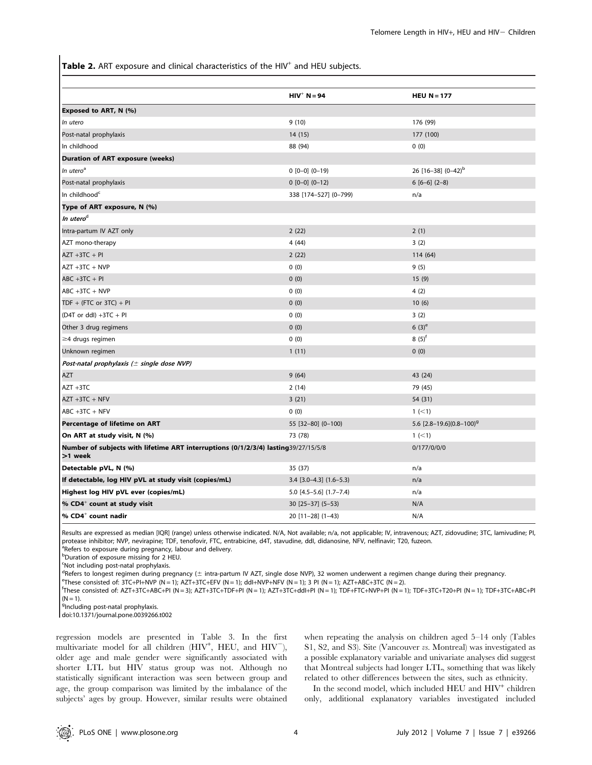**Table 2.** ART exposure and clinical characteristics of the HIV+ and HEU subjects.

| | HIV+ N = 94 | HEU N = 177 |
|---|---|---|
| **Exposed to ART, N (%)** | | |
| *In utero* | 9 (10) | 176 (99) |
| Post-natal prophylaxis | 14 (15) | 177 (100) |
| In childhood | 88 (94) | 0 (0) |
| **Duration of ART exposure (weeks)** | | |
| *In utero*[a] | 0 [0–0] (0–19) | 26 [16–38] (0–42)[b] |
| Post-natal prophylaxis | 0 [0–0] (0–12) | 6 [6–6] (2–8) |
| In childhood[c] | 338 [174–527] (0–799) | n/a |
| **Type of ART exposure, N (%)** | | |
| *In utero*[d] | | |
| Intra-partum IV AZT only | 2 (22) | 2 (1) |
| AZT mono-therapy | 4 (44) | 3 (2) |
| AZT +3TC + PI | 2 (22) | 114 (64) |
| AZT +3TC + NVP | 0 (0) | 9 (5) |
| ABC +3TC + PI | 0 (0) | 15 (9) |
| ABC +3TC + NVP | 0 (0) | 4 (2) |
| TDF + (FTC or 3TC) + PI | 0 (0) | 10 (6) |
| (D4T or ddI) +3TC + PI | 0 (0) | 3 (2) |
| Other 3 drug regimens | 0 (0) | 6 (3)[e] |
| ≥4 drugs regimen | 0 (0) | 8 (5)[f] |
| Unknown regimen | 1 (11) | 0 (0) |
| *Post-natal prophylaxis (± single dose NVP)* | | |
| AZT | 9 (64) | 43 (24) |
| AZT +3TC | 2 (14) | 79 (45) |
| AZT +3TC + NFV | 3 (21) | 54 (31) |
| ABC +3TC + NFV | 0 (0) | 1 (<1) |
| **Percentage of lifetime on ART** | 55 [32–80] (0–100) | 5.6 [2.8–19.6](0.8–100)[g] |
| **On ART at study visit, N (%)** | 73 (78) | 1 (<1) |
| **Number of subjects with lifetime ART interruptions (0/1/2/3/4) lasting >1 week** | 39/27/15/5/8 | 0/177/0/0/0 |
| **Detectable pVL, N (%)** | 35 (37) | n/a |
| **If detectable, log HIV pVL at study visit (copies/mL)** | 3.4 [3.0–4.3] (1.6–5.3) | n/a |
| **Highest log HIV pVL ever (copies/mL)** | 5.0 [4.5–5.6] (1.7–7.4) | n/a |
| **% CD4+ count at study visit** | 30 [25–37] (5–53) | N/A |
| **% CD4+ count nadir** | 20 [11–28] (1–43) | N/A |

Results are expressed as median [IQR] (range) unless otherwise indicated. N/A, Not available; n/a, not applicable; IV, intravenous; AZT, zidovudine; 3TC, lamivudine; PI, protease inhibitor; NVP, nevirapine; TDF, tenofovir, FTC, entrabicine, d4T, stavudine, ddI, didanosine, NFV, nelfinavir; T20, fuzeon.
[a]Refers to exposure during pregnancy, labour and delivery.
[b]Duration of exposure missing for 2 HEU.
[c]Not including post-natal prophylaxis.
[d]Refers to longest regimen during pregnancy (± intra-partum IV AZT, single dose NVP), 32 women underwent a regimen change during their pregnancy.
[e]These consisted of: 3TC+PI+NVP (N = 1); AZT+3TC+EFV (N = 1); ddI+NVP+NFV (N = 1); 3 PI (N = 1); AZT+ABC+3TC (N = 2).
[f]These consisted of: AZT+3TC+ABC+PI (N = 3); AZT+3TC+TDF+PI (N = 1); AZT+3TC+ddI+PI (N = 1); TDF+FTC+NVP+PI (N = 1); TDF+3TC+T20+PI (N = 1); TDF+3TC+ABC+PI (N = 1).
[g]Including post-natal prophylaxis.
doi:10.1371/journal.pone.0039266.t002

regression models are presented in Table 3. In the first multivariate model for all children (HIV+, HEU, and HIV−), older age and male gender were significantly associated with shorter LTL but HIV status group was not. Although no statistically significant interaction was seen between group and age, the group comparison was limited by the imbalance of the subjects' ages by group. However, similar results were obtained when repeating the analysis on children aged 5–14 only (Tables S1, S2, and S3). Site (Vancouver *vs.* Montreal) was investigated as a possible explanatory variable and univariate analyses did suggest that Montreal subjects had longer LTL, something that was likely related to other differences between the sites, such as ethnicity.

In the second model, which included HEU and HIV+ children only, additional explanatory variables investigated included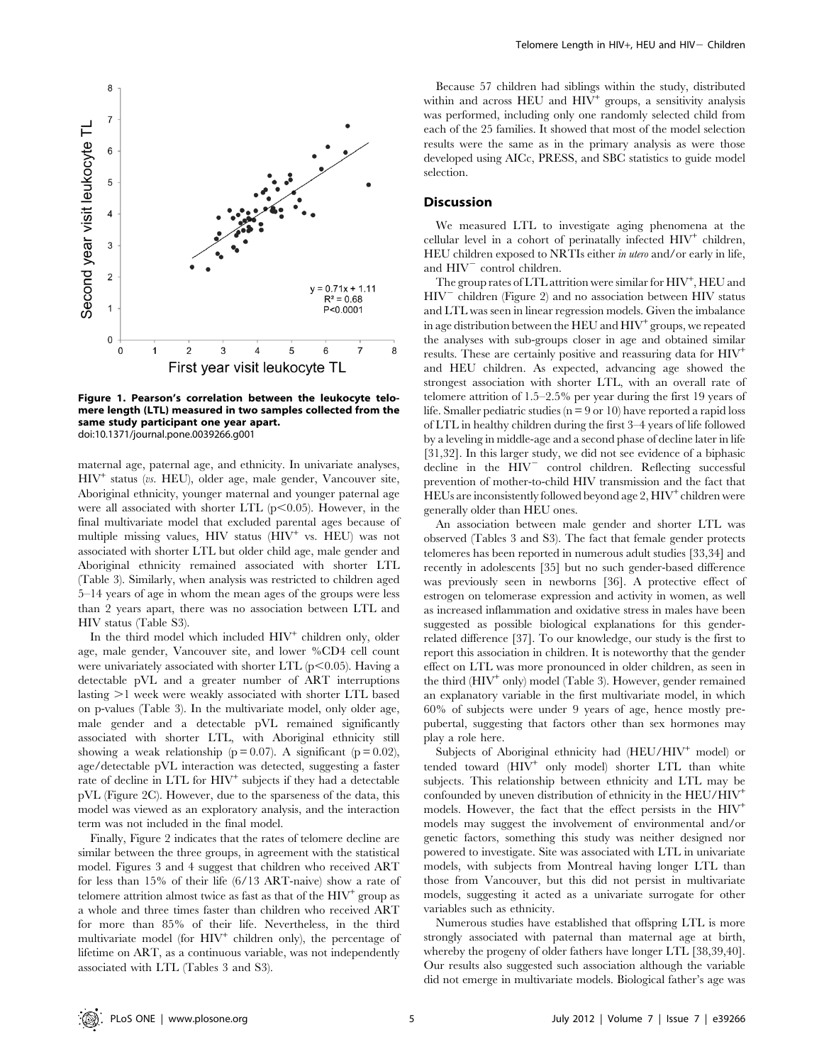Figure 1. Pearson's correlation between the leukocyte telomere length (LTL) measured in two samples collected from the same study participant one year apart.
doi:10.1371/journal.pone.0039266.g001

maternal age, paternal age, and ethnicity. In univariate analyses, $HIV^+$ status (*vs.* HEU), older age, male gender, Vancouver site, Aboriginal ethnicity, younger maternal and younger paternal age were all associated with shorter LTL ($p<0.05$). However, in the final multivariate model that excluded parental ages because of multiple missing values, HIV status ($HIV^+$ vs. HEU) was not associated with shorter LTL but older child age, male gender and Aboriginal ethnicity remained associated with shorter LTL (Table 3). Similarly, when analysis was restricted to children aged 5–14 years of age in whom the mean ages of the groups were less than 2 years apart, there was no association between LTL and HIV status (Table S3).

In the third model which included $HIV^+$ children only, older age, male gender, Vancouver site, and lower %CD4 cell count were univariately associated with shorter LTL ($p<0.05$). Having a detectable pVL and a greater number of ART interruptions lasting >1 week were weakly associated with shorter LTL based on p-values (Table 3). In the multivariate model, only older age, male gender and a detectable pVL remained significantly associated with shorter LTL, with Aboriginal ethnicity still showing a weak relationship ($p = 0.07$). A significant ($p = 0.02$), age/detectable pVL interaction was detected, suggesting a faster rate of decline in LTL for $HIV^+$ subjects if they had a detectable pVL (Figure 2C). However, due to the sparseness of the data, this model was viewed as an exploratory analysis, and the interaction term was not included in the final model.

Finally, Figure 2 indicates that the rates of telomere decline are similar between the three groups, in agreement with the statistical model. Figures 3 and 4 suggest that children who received ART for less than 15% of their life (6/13 ART-naive) show a rate of telomere attrition almost twice as fast as that of the $HIV^+$ group as a whole and three times faster than children who received ART for more than 85% of their life. Nevertheless, in the third multivariate model (for $HIV^+$ children only), the percentage of lifetime on ART, as a continuous variable, was not independently associated with LTL (Tables 3 and S3).

Because 57 children had siblings within the study, distributed within and across HEU and $HIV^+$ groups, a sensitivity analysis was performed, including only one randomly selected child from each of the 25 families. It showed that most of the model selection results were the same as in the primary analysis as were those developed using AICc, PRESS, and SBC statistics to guide model selection.

## Discussion

We measured LTL to investigate aging phenomena at the cellular level in a cohort of perinatally infected $HIV^+$ children, HEU children exposed to NRTIs either *in utero* and/or early in life, and $HIV^-$ control children.

The group rates of LTL attrition were similar for $HIV^+$, HEU and $HIV^-$ children (Figure 2) and no association between HIV status and LTL was seen in linear regression models. Given the imbalance in age distribution between the HEU and $HIV^+$ groups, we repeated the analyses with sub-groups closer in age and obtained similar results. These are certainly positive and reassuring data for $HIV^+$ and HEU children. As expected, advancing age showed the strongest association with shorter LTL, with an overall rate of telomere attrition of 1.5–2.5% per year during the first 19 years of life. Smaller pediatric studies ($n = 9$ or 10) have reported a rapid loss of LTL in healthy children during the first 3–4 years of life followed by a leveling in middle-age and a second phase of decline later in life [31,32]. In this larger study, we did not see evidence of a biphasic decline in the $HIV^-$ control children. Reflecting successful prevention of mother-to-child HIV transmission and the fact that HEUs are inconsistently followed beyond age 2, $HIV^+$ children were generally older than HEU ones.

An association between male gender and shorter LTL was observed (Tables 3 and S3). The fact that female gender protects telomeres has been reported in numerous adult studies [33,34] and recently in adolescents [35] but no such gender-based difference was previously seen in newborns [36]. A protective effect of estrogen on telomerase expression and activity in women, as well as increased inflammation and oxidative stress in males have been suggested as possible biological explanations for this gender-related difference [37]. To our knowledge, our study is the first to report this association in children. It is noteworthy that the gender effect on LTL was more pronounced in older children, as seen in the third ($HIV^+$ only) model (Table 3). However, gender remained an explanatory variable in the first multivariate model, in which 60% of subjects were under 9 years of age, hence mostly pre-pubertal, suggesting that factors other than sex hormones may play a role here.

Subjects of Aboriginal ethnicity had (HEU/$HIV^+$ model) or tended toward ($HIV^+$ only model) shorter LTL than white subjects. This relationship between ethnicity and LTL may be confounded by uneven distribution of ethnicity in the HEU/$HIV^+$ models. However, the fact that the effect persists in the $HIV^+$ models may suggest the involvement of environmental and/or genetic factors, something this study was neither designed nor powered to investigate. Site was associated with LTL in univariate models, with subjects from Montreal having longer LTL than those from Vancouver, but this did not persist in multivariate models, suggesting it acted as a univariate surrogate for other variables such as ethnicity.

Numerous studies have established that offspring LTL is more strongly associated with paternal than maternal age at birth, whereby the progeny of older fathers have longer LTL [38,39,40]. Our results also suggested such association although the variable did not emerge in multivariate models. Biological father's age was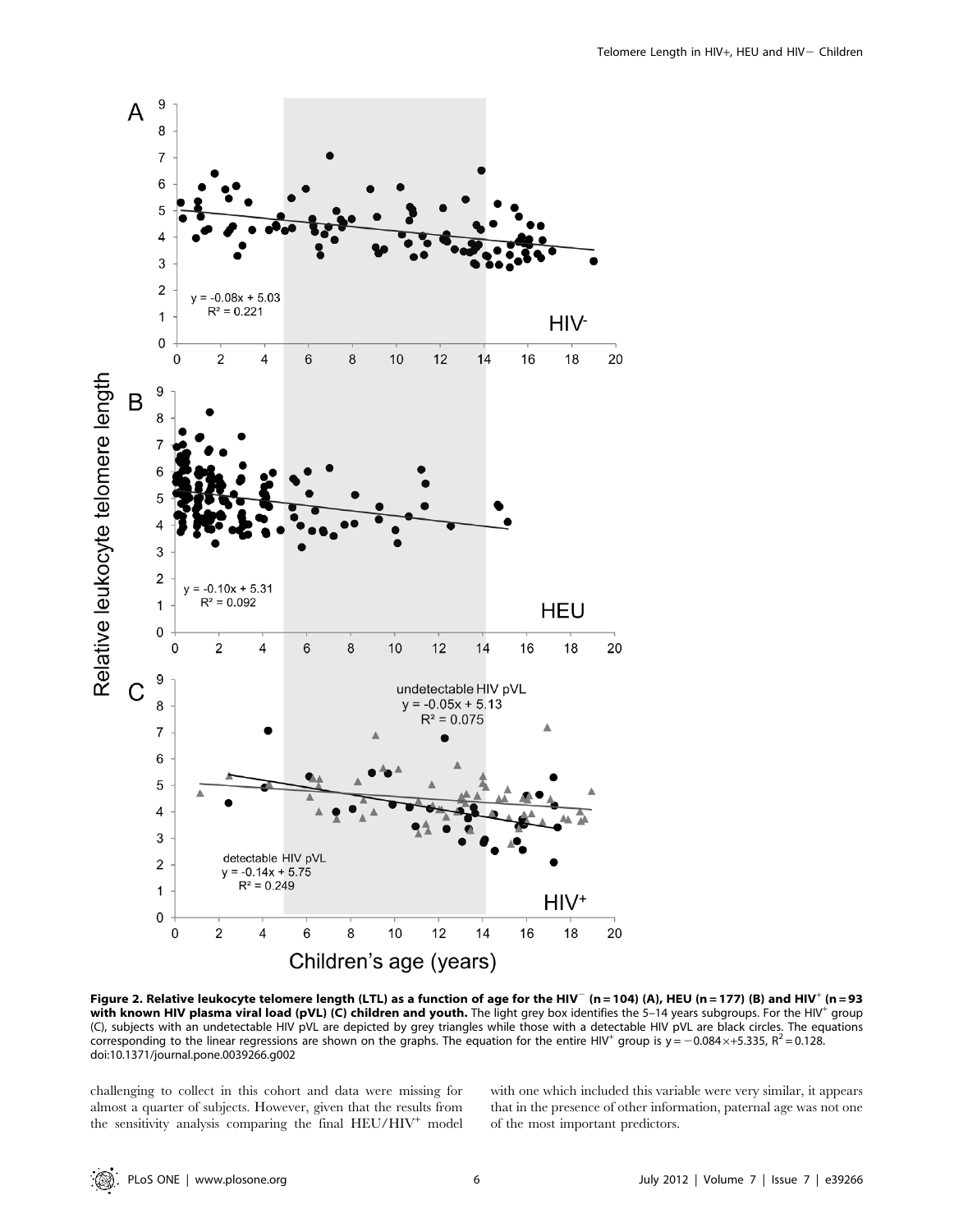**Figure 2. Relative leukocyte telomere length (LTL) as a function of age for the HIV$^-$ (n = 104) (A), HEU (n = 177) (B) and HIV$^+$ (n = 93 with known HIV plasma viral load (pVL) (C) children and youth.** The light grey box identifies the 5–14 years subgroups. For the HIV$^+$ group (C), subjects with an undetectable HIV pVL are depicted by grey triangles while those with a detectable HIV pVL are black circles. The equations corresponding to the linear regressions are shown on the graphs. The equation for the entire HIV$^+$ group is $y = -0.084\times+5.335$, $R^2 = 0.128$.
doi:10.1371/journal.pone.0039266.g002

challenging to collect in this cohort and data were missing for almost a quarter of subjects. However, given that the results from the sensitivity analysis comparing the final HEU/HIV$^+$ model with one which included this variable were very similar, it appears that in the presence of other information, paternal age was not one of the most important predictors.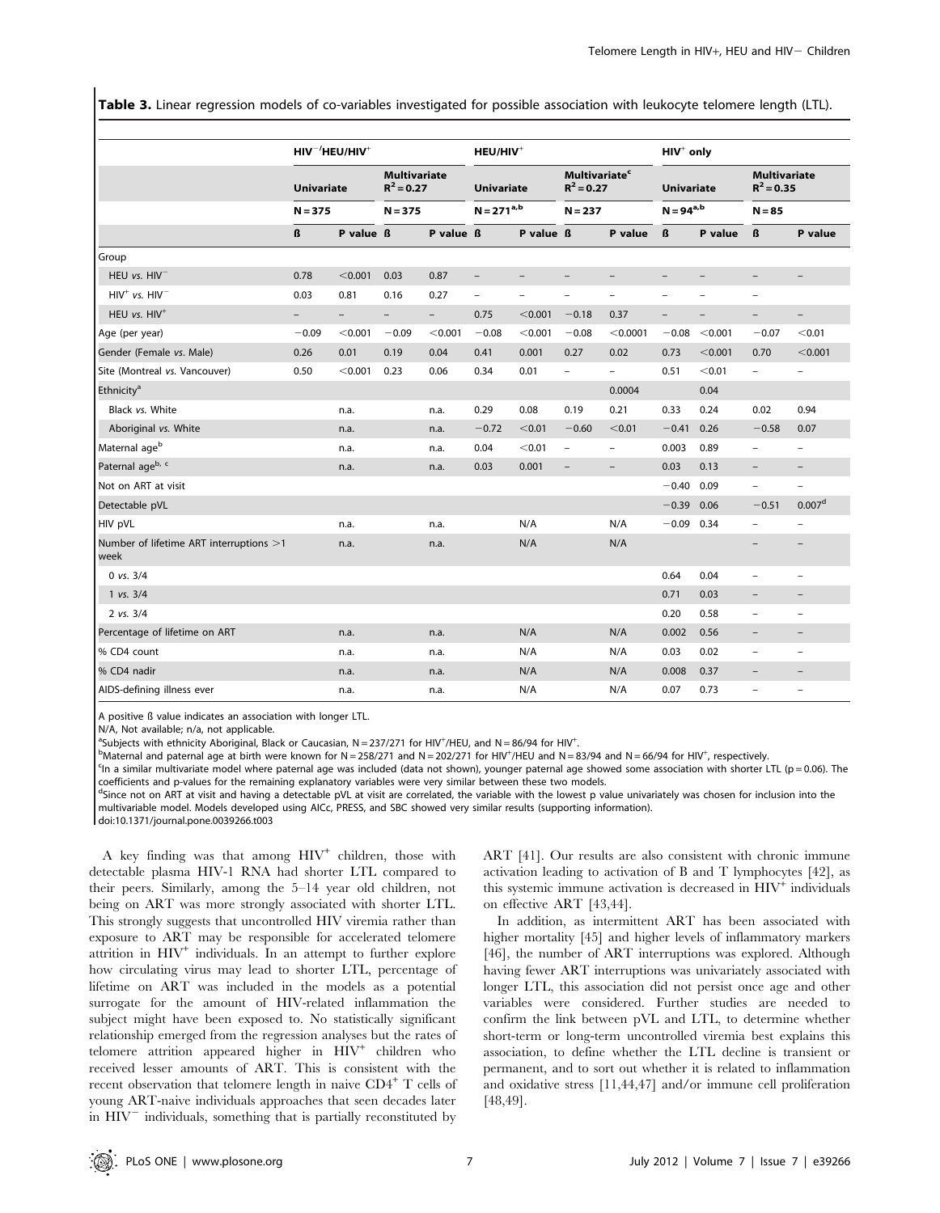**Table 3.** Linear regression models of co-variables investigated for possible association with leukocyte telomere length (LTL).

| | $HIV^-$/HEU/$HIV^+$ | | | | HEU/$HIV^+$ | | | | $HIV^+$ only | | | |
|---|---|---|---|---|---|---|---|---|---|---|---|---|
| | Univariate | | Multivariate $R^2 = 0.27$ | | Univariate | | Multivariate[c] $R^2 = 0.27$ | | Univariate | | Multivariate $R^2 = 0.35$ | |
| | N = 375 | | N = 375 | | N = 271[a,b] | | N = 237 | | N = 94[a,b] | | N = 85 | |
| | ß | P value | ß | P value | ß | P value | ß | P value | ß | P value | ß | P value |
| Group | | | | | | | | | | | | |
| HEU *vs.* $HIV^-$ | 0.78 | <0.001 | 0.03 | 0.87 | – | – | – | – | – | – | – | – |
| $HIV^+$ *vs.* $HIV^-$ | 0.03 | 0.81 | 0.16 | 0.27 | – | – | – | – | – | – | – | |
| HEU *vs.* $HIV^+$ | – | – | – | – | 0.75 | <0.001 | −0.18 | 0.37 | – | – | – | – |
| Age (per year) | −0.09 | <0.001 | −0.09 | <0.001 | −0.08 | <0.001 | −0.08 | <0.0001 | −0.08 | <0.001 | −0.07 | <0.01 |
| Gender (Female *vs.* Male) | 0.26 | 0.01 | 0.19 | 0.04 | 0.41 | 0.001 | 0.27 | 0.02 | 0.73 | <0.001 | 0.70 | <0.001 |
| Site (Montreal *vs.* Vancouver) | 0.50 | <0.001 | 0.23 | 0.06 | 0.34 | 0.01 | – | – | 0.51 | <0.01 | – | – |
| Ethnicity[a] | | | | | | | | 0.0004 | | 0.04 | | |
| Black *vs.* White | | n.a. | | n.a. | 0.29 | 0.08 | 0.19 | 0.21 | 0.33 | 0.24 | 0.02 | 0.94 |
| Aboriginal *vs.* White | | n.a. | | n.a. | −0.72 | <0.01 | −0.60 | <0.01 | −0.41 | 0.26 | −0.58 | 0.07 |
| Maternal age[b] | | n.a. | | n.a. | 0.04 | <0.01 | – | – | 0.003 | 0.89 | – | – |
| Paternal age[b, c] | | n.a. | | n.a. | 0.03 | 0.001 | – | – | 0.03 | 0.13 | – | – |
| Not on ART at visit | | | | | | | | | −0.40 | 0.09 | – | – |
| Detectable pVL | | | | | | | | | −0.39 | 0.06 | −0.51 | 0.007[d] |
| HIV pVL | | n.a. | | n.a. | | N/A | | N/A | −0.09 | 0.34 | – | – |
| Number of lifetime ART interruptions >1 week | | n.a. | | n.a. | | N/A | | N/A | | | – | – |
| 0 *vs.* 3/4 | | | | | | | | | 0.64 | 0.04 | – | – |
| 1 *vs.* 3/4 | | | | | | | | | 0.71 | 0.03 | – | – |
| 2 *vs.* 3/4 | | | | | | | | | 0.20 | 0.58 | – | – |
| Percentage of lifetime on ART | | n.a. | | n.a. | | N/A | | N/A | 0.002 | 0.56 | – | – |
| % CD4 count | | n.a. | | n.a. | | N/A | | N/A | 0.03 | 0.02 | – | – |
| % CD4 nadir | | n.a. | | n.a. | | N/A | | N/A | 0.008 | 0.37 | – | – |
| AIDS-defining illness ever | | n.a. | | n.a. | | N/A | | N/A | 0.07 | 0.73 | – | – |

A positive ß value indicates an association with longer LTL.

N/A, Not available; n/a, not applicable.

[a]Subjects with ethnicity Aboriginal, Black or Caucasian, N = 237/271 for $HIV^+$/HEU, and N = 86/94 for $HIV^+$.

[b]Maternal and paternal age at birth were known for N = 258/271 and N = 202/271 for $HIV^+$/HEU and N = 83/94 and N = 66/94 for $HIV^+$, respectively.

[c]In a similar multivariate model where paternal age was included (data not shown), younger paternal age showed some association with shorter LTL (p = 0.06). The coefficients and p-values for the remaining explanatory variables were very similar between these two models.

[d]Since not on ART at visit and having a detectable pVL at visit are correlated, the variable with the lowest p value univariately was chosen for inclusion into the multivariable model. Models developed using AICc, PRESS, and SBC showed very similar results (supporting information).

doi:10.1371/journal.pone.0039266.t003

A key finding was that among $HIV^+$ children, those with detectable plasma HIV-1 RNA had shorter LTL compared to their peers. Similarly, among the 5–14 year old children, not being on ART was more strongly associated with shorter LTL. This strongly suggests that uncontrolled HIV viremia rather than exposure to ART may be responsible for accelerated telomere attrition in $HIV^+$ individuals. In an attempt to further explore how circulating virus may lead to shorter LTL, percentage of lifetime on ART was included in the models as a potential surrogate for the amount of HIV-related inflammation the subject might have been exposed to. No statistically significant relationship emerged from the regression analyses but the rates of telomere attrition appeared higher in $HIV^+$ children who received lesser amounts of ART. This is consistent with the recent observation that telomere length in naive $CD4^+$ T cells of young ART-naive individuals approaches that seen decades later in $HIV^-$ individuals, something that is partially reconstituted by ART [41]. Our results are also consistent with chronic immune activation leading to activation of B and T lymphocytes [42], as this systemic immune activation is decreased in $HIV^+$ individuals on effective ART [43,44].

In addition, as intermittent ART has been associated with higher mortality [45] and higher levels of inflammatory markers [46], the number of ART interruptions was explored. Although having fewer ART interruptions was univariately associated with longer LTL, this association did not persist once age and other variables were considered. Further studies are needed to confirm the link between pVL and LTL, to determine whether short-term or long-term uncontrolled viremia best explains this association, to define whether the LTL decline is transient or permanent, and to sort out whether it is related to inflammation and oxidative stress [11,44,47] and/or immune cell proliferation [48,49].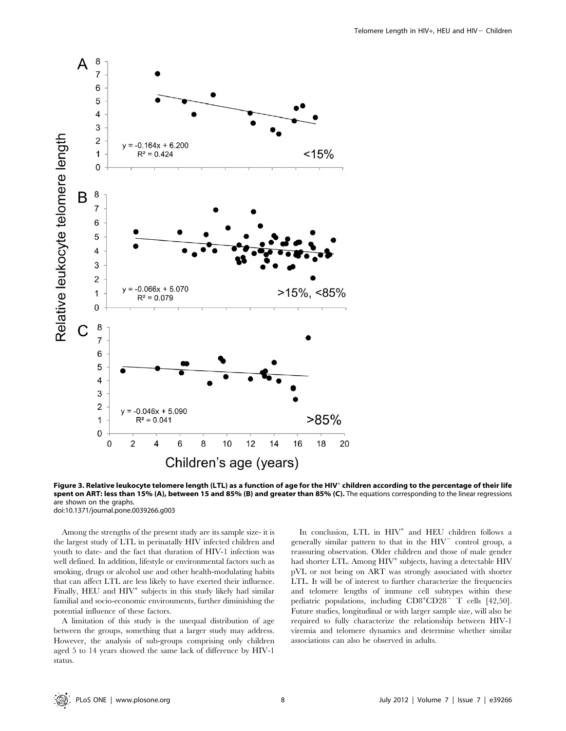**Figure 3. Relative leukocyte telomere length (LTL) as a function of age for the HIV$^+$ children according to the percentage of their life spent on ART: less than 15% (A), between 15 and 85% (B) and greater than 85% (C).** The equations corresponding to the linear regressions are shown on the graphs.
doi:10.1371/journal.pone.0039266.g003

Among the strengths of the present study are its sample size- it is the largest study of LTL in perinatally HIV infected children and youth to date- and the fact that duration of HIV-1 infection was well defined. In addition, lifestyle or environmental factors such as smoking, drugs or alcohol use and other health-modulating habits that can affect LTL are less likely to have exerted their influence. Finally, HEU and HIV$^+$ subjects in this study likely had similar familial and socio-economic environments, further diminishing the potential influence of these factors.

A limitation of this study is the unequal distribution of age between the groups, something that a larger study may address. However, the analysis of sub-groups comprising only children aged 5 to 14 years showed the same lack of difference by HIV-1 status.

In conclusion, LTL in HIV$^+$ and HEU children follows a generally similar pattern to that in the HIV$^-$ control group, a reassuring observation. Older children and those of male gender had shorter LTL. Among HIV$^+$ subjects, having a detectable HIV pVL or not being on ART was strongly associated with shorter LTL. It will be of interest to further characterize the frequencies and telomere lengths of immune cell subtypes within these pediatric populations, including $CD8^+CD28^-$ T cells [42,50]. Future studies, longitudinal or with larger sample size, will also be required to fully characterize the relationship between HIV-1 viremia and telomere dynamics and determine whether similar associations can also be observed in adults.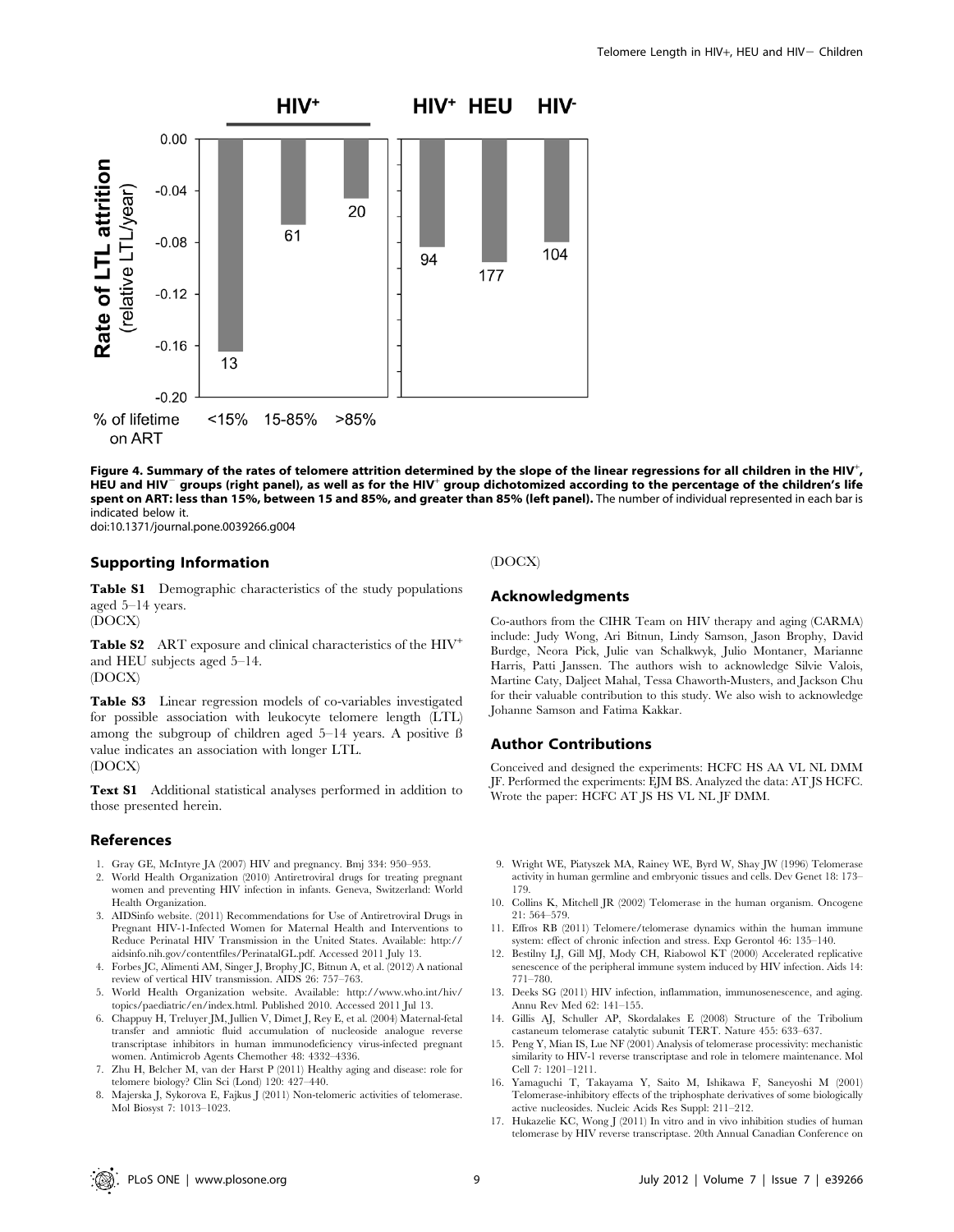**Figure 4. Summary of the rates of telomere attrition determined by the slope of the linear regressions for all children in the HIV$^{+}$, HEU and HIV$^{-}$ groups (right panel), as well as for the HIV$^{+}$ group dichotomized according to the percentage of the children's life spent on ART: less than 15%, between 15 and 85%, and greater than 85% (left panel).** The number of individual represented in each bar is indicated below it.
doi:10.1371/journal.pone.0039266.g004

## Supporting Information

**Table S1** Demographic characteristics of the study populations aged 5–14 years.
(DOCX)

**Table S2** ART exposure and clinical characteristics of the HIV$^{+}$ and HEU subjects aged 5–14.
(DOCX)

**Table S3** Linear regression models of co-variables investigated for possible association with leukocyte telomere length (LTL) among the subgroup of children aged 5–14 years. A positive ß value indicates an association with longer LTL.
(DOCX)

**Text S1** Additional statistical analyses performed in addition to those presented herein.
(DOCX)

## Acknowledgments

Co-authors from the CIHR Team on HIV therapy and aging (CARMA) include: Judy Wong, Ari Bitnun, Lindy Samson, Jason Brophy, David Burdge, Neora Pick, Julie van Schalkwyk, Julio Montaner, Marianne Harris, Patti Janssen. The authors wish to acknowledge Silvie Valois, Martine Caty, Daljeet Mahal, Tessa Chaworth-Musters, and Jackson Chu for their valuable contribution to this study. We also wish to acknowledge Johanne Samson and Fatima Kakkar.

## Author Contributions

Conceived and designed the experiments: HCFC HS AA VL NL DMM JF. Performed the experiments: EJM BS. Analyzed the data: AT JS HCFC. Wrote the paper: HCFC AT JS HS VL NL JF DMM.

## References

1. Gray GE, McIntyre JA (2007) HIV and pregnancy. Bmj 334: 950–953.
2. World Health Organization (2010) Antiretroviral drugs for treating pregnant women and preventing HIV infection in infants. Geneva, Switzerland: World Health Organization.
3. AIDSinfo website. (2011) Recommendations for Use of Antiretroviral Drugs in Pregnant HIV-1-Infected Women for Maternal Health and Interventions to Reduce Perinatal HIV Transmission in the United States. Available: http://aidsinfo.nih.gov/contentfiles/PerinatalGL.pdf. Accessed 2011 July 13.
4. Forbes JC, Alimenti AM, Singer J, Brophy JC, Bitnun A, et al. (2012) A national review of vertical HIV transmission. AIDS 26: 757–763.
5. World Health Organization website. Available: http://www.who.int/hiv/topics/paediatric/en/index.html. Published 2010. Accessed 2011 Jul 13.
6. Chappuy H, Treluyer JM, Jullien V, Dimet J, Rey E, et al. (2004) Maternal-fetal transfer and amniotic fluid accumulation of nucleoside analogue reverse transcriptase inhibitors in human immunodeficiency virus-infected pregnant women. Antimicrob Agents Chemother 48: 4332–4336.
7. Zhu H, Belcher M, van der Harst P (2011) Healthy aging and disease: role for telomere biology? Clin Sci (Lond) 120: 427–440.
8. Majerska J, Sykorova E, Fajkus J (2011) Non-telomeric activities of telomerase. Mol Biosyst 7: 1013–1023.
9. Wright WE, Piatyszek MA, Rainey WE, Byrd W, Shay JW (1996) Telomerase activity in human germline and embryonic tissues and cells. Dev Genet 18: 173–179.
10. Collins K, Mitchell JR (2002) Telomerase in the human organism. Oncogene 21: 564–579.
11. Effros RB (2011) Telomere/telomerase dynamics within the human immune system: effect of chronic infection and stress. Exp Gerontol 46: 135–140.
12. Bestilny LJ, Gill MJ, Mody CH, Riabowol KT (2000) Accelerated replicative senescence of the peripheral immune system induced by HIV infection. Aids 14: 771–780.
13. Deeks SG (2011) HIV infection, inflammation, immunosenescence, and aging. Annu Rev Med 62: 141–155.
14. Gillis AJ, Schuller AP, Skordalakes E (2008) Structure of the Tribolium castaneum telomerase catalytic subunit TERT. Nature 455: 633–637.
15. Peng Y, Mian IS, Lue NF (2001) Analysis of telomerase processivity: mechanistic similarity to HIV-1 reverse transcriptase and role in telomere maintenance. Mol Cell 7: 1201–1211.
16. Yamaguchi T, Takayama Y, Saito M, Ishikawa F, Saneyoshi M (2001) Telomerase-inhibitory effects of the triphosphate derivatives of some biologically active nucleosides. Nucleic Acids Res Suppl: 211–212.
17. Hukazelie KC, Wong J (2011) In vitro and in vivo inhibition studies of human telomerase by HIV reverse transcriptase. 20th Annual Canadian Conference on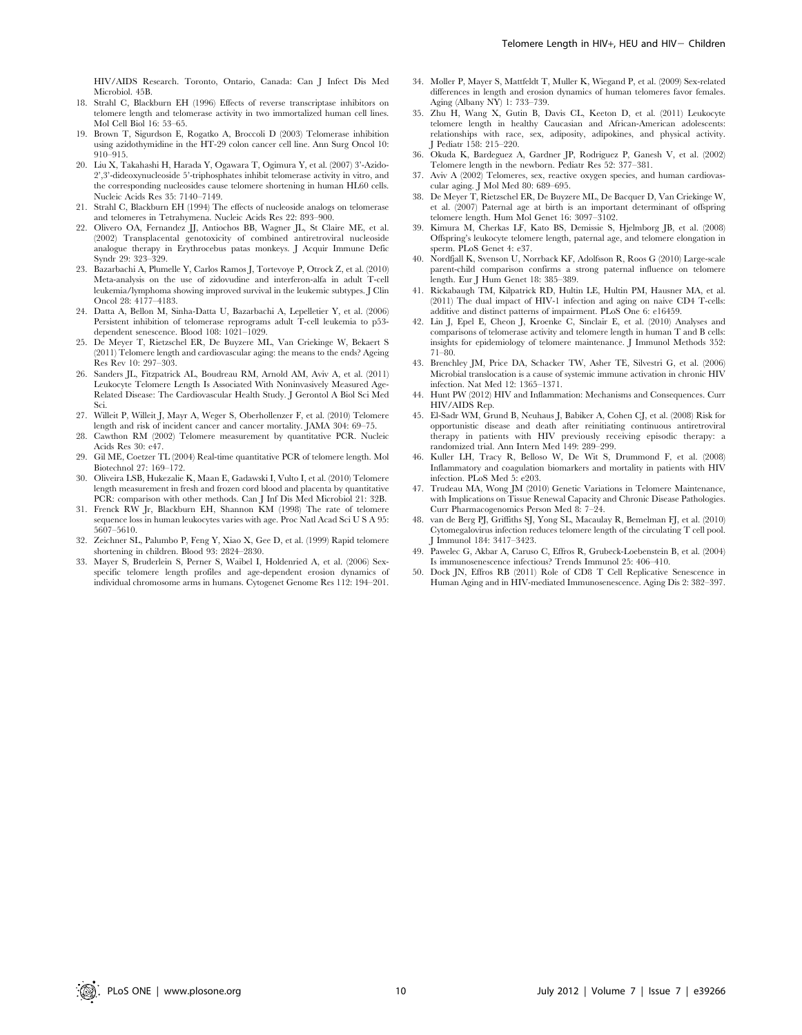HIV/AIDS Research. Toronto, Ontario, Canada: Can J Infect Dis Med Microbiol. 45B.

18. Strahl C, Blackburn EH (1996) Effects of reverse transcriptase inhibitors on telomere length and telomerase activity in two immortalized human cell lines. Mol Cell Biol 16: 53–65.
19. Brown T, Sigurdson E, Rogatko A, Broccoli D (2003) Telomerase inhibition using azidothymidine in the HT-29 colon cancer cell line. Ann Surg Oncol 10: 910–915.
20. Liu X, Takahashi H, Harada Y, Ogawara T, Ogimura Y, et al. (2007) 3'-Azido-2',3'-dideoxynucleoside 5'-triphosphates inhibit telomerase activity in vitro, and the corresponding nucleosides cause telomere shortening in human HL60 cells. Nucleic Acids Res 35: 7140–7149.
21. Strahl C, Blackburn EH (1994) The effects of nucleoside analogs on telomerase and telomeres in Tetrahymena. Nucleic Acids Res 22: 893–900.
22. Olivero OA, Fernandez JJ, Antiochos BB, Wagner JL, St Claire ME, et al. (2002) Transplacental genotoxicity of combined antiretroviral nucleoside analogue therapy in Erythrocebus patas monkeys. J Acquir Immune Defic Syndr 29: 323–329.
23. Bazarbachi A, Plumelle Y, Carlos Ramos J, Tortevoye P, Otrock Z, et al. (2010) Meta-analysis on the use of zidovudine and interferon-alfa in adult T-cell leukemia/lymphoma showing improved survival in the leukemic subtypes. J Clin Oncol 28: 4177–4183.
24. Datta A, Bellon M, Sinha-Datta U, Bazarbachi A, Lepelletier Y, et al. (2006) Persistent inhibition of telomerase reprograms adult T-cell leukemia to p53-dependent senescence. Blood 108: 1021–1029.
25. De Meyer T, Rietzschel ER, De Buyzere ML, Van Criekinge W, Bekaert S (2011) Telomere length and cardiovascular aging: the means to the ends? Ageing Res Rev 10: 297–303.
26. Sanders JL, Fitzpatrick AL, Boudreau RM, Arnold AM, Aviv A, et al. (2011) Leukocyte Telomere Length Is Associated With Noninvasively Measured Age-Related Disease: The Cardiovascular Health Study. J Gerontol A Biol Sci Med Sci.
27. Willeit P, Willeit J, Mayr A, Weger S, Oberhollenzer F, et al. (2010) Telomere length and risk of incident cancer and cancer mortality. JAMA 304: 69–75.
28. Cawthon RM (2002) Telomere measurement by quantitative PCR. Nucleic Acids Res 30: e47.
29. Gil ME, Coetzer TL (2004) Real-time quantitative PCR of telomere length. Mol Biotechnol 27: 169–172.
30. Oliveira LSB, Hukezalie K, Maan E, Gadawski I, Vulto I, et al. (2010) Telomere length measurement in fresh and frozen cord blood and placenta by quantitative PCR: comparison with other methods. Can J Inf Dis Med Microbiol 21: 32B.
31. Frenck RW Jr, Blackburn EH, Shannon KM (1998) The rate of telomere sequence loss in human leukocytes varies with age. Proc Natl Acad Sci U S A 95: 5607–5610.
32. Zeichner SL, Palumbo P, Feng Y, Xiao X, Gee D, et al. (1999) Rapid telomere shortening in children. Blood 93: 2824–2830.
33. Mayer S, Bruderlein S, Perner S, Waibel I, Holdenried A, et al. (2006) Sex-specific telomere length profiles and age-dependent erosion dynamics of individual chromosome arms in humans. Cytogenet Genome Res 112: 194–201.
34. Moller P, Mayer S, Mattfeldt T, Muller K, Wiegand P, et al. (2009) Sex-related differences in length and erosion dynamics of human telomeres favor females. Aging (Albany NY) 1: 733–739.
35. Zhu H, Wang X, Gutin B, Davis CL, Keeton D, et al. (2011) Leukocyte telomere length in healthy Caucasian and African-American adolescents: relationships with race, sex, adiposity, adipokines, and physical activity. J Pediatr 158: 215–220.
36. Okuda K, Bardeguez A, Gardner JP, Rodriguez P, Ganesh V, et al. (2002) Telomere length in the newborn. Pediatr Res 52: 377–381.
37. Aviv A (2002) Telomeres, sex, reactive oxygen species, and human cardiovascular aging. J Mol Med 80: 689–695.
38. De Meyer T, Rietzschel ER, De Buyzere ML, De Bacquer D, Van Criekinge W, et al. (2007) Paternal age at birth is an important determinant of offspring telomere length. Hum Mol Genet 16: 3097–3102.
39. Kimura M, Cherkas LF, Kato BS, Demissie S, Hjelmborg JB, et al. (2008) Offspring's leukocyte telomere length, paternal age, and telomere elongation in sperm. PLoS Genet 4: e37.
40. Nordfjall K, Svenson U, Norrback KF, Adolfsson R, Roos G (2010) Large-scale parent-child comparison confirms a strong paternal influence on telomere length. Eur J Hum Genet 18: 385–389.
41. Rickabaugh TM, Kilpatrick RD, Hultin LE, Hultin PM, Hausner MA, et al. (2011) The dual impact of HIV-1 infection and aging on naive CD4 T-cells: additive and distinct patterns of impairment. PLoS One 6: e16459.
42. Lin J, Epel E, Cheon J, Kroenke C, Sinclair E, et al. (2010) Analyses and comparisons of telomerase activity and telomere length in human T and B cells: insights for epidemiology of telomere maintenance. J Immunol Methods 352: 71–80.
43. Brenchley JM, Price DA, Schacker TW, Asher TE, Silvestri G, et al. (2006) Microbial translocation is a cause of systemic immune activation in chronic HIV infection. Nat Med 12: 1365–1371.
44. Hunt PW (2012) HIV and Inflammation: Mechanisms and Consequences. Curr HIV/AIDS Rep.
45. El-Sadr WM, Grund B, Neuhaus J, Babiker A, Cohen CJ, et al. (2008) Risk for opportunistic disease and death after reinitiating continuous antiretroviral therapy in patients with HIV previously receiving episodic therapy: a randomized trial. Ann Intern Med 149: 289–299.
46. Kuller LH, Tracy R, Belloso W, De Wit S, Drummond F, et al. (2008) Inflammatory and coagulation biomarkers and mortality in patients with HIV infection. PLoS Med 5: e203.
47. Trudeau MA, Wong JM (2010) Genetic Variations in Telomere Maintenance, with Implications on Tissue Renewal Capacity and Chronic Disease Pathologies. Curr Pharmacogenomics Person Med 8: 7–24.
48. van de Berg PJ, Griffiths SJ, Yong SL, Macaulay R, Bemelman FJ, et al. (2010) Cytomegalovirus infection reduces telomere length of the circulating T cell pool. J Immunol 184: 3417–3423.
49. Pawelec G, Akbar A, Caruso C, Effros R, Grubeck-Loebenstein B, et al. (2004) Is immunosenescence infectious? Trends Immunol 25: 406–410.
50. Dock JN, Effros RB (2011) Role of CD8 T Cell Replicative Senescence in Human Aging and in HIV-mediated Immunosenescence. Aging Dis 2: 382–397.